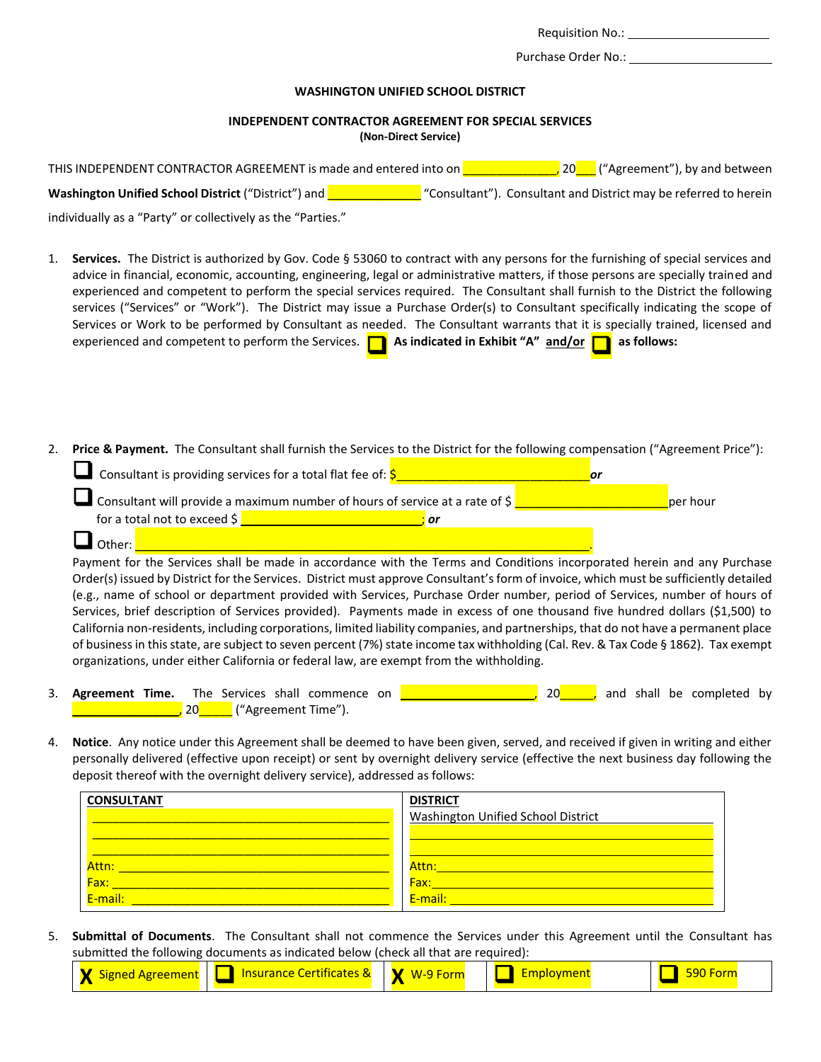Requisition No.: ______________________

Purchase Order No.: ______________________

**WASHINGTON UNIFIED SCHOOL DISTRICT**

**INDEPENDENT CONTRACTOR AGREEMENT FOR SPECIAL SERVICES**
**(Non-Direct Service)**

THIS INDEPENDENT CONTRACTOR AGREEMENT is made and entered into on ______________, 20___ ("Agreement"), by and between **Washington Unified School District** ("District") and ______________ "Consultant"). Consultant and District may be referred to herein individually as a "Party" or collectively as the "Parties."

1. **Services.** The District is authorized by Gov. Code § 53060 to contract with any persons for the furnishing of special services and advice in financial, economic, accounting, engineering, legal or administrative matters, if those persons are specially trained and experienced and competent to perform the special services required. The Consultant shall furnish to the District the following services ("Services" or "Work"). The District may issue a Purchase Order(s) to Consultant specifically indicating the scope of Services or Work to be performed by Consultant as needed. The Consultant warrants that it is specially trained, licensed and experienced and competent to perform the Services. ☐ **As indicated in Exhibit "A"** **and/or** ☐ **as follows:**

2. **Price & Payment.** The Consultant shall furnish the Services to the District for the following compensation ("Agreement Price"):

   ☐ Consultant is providing services for a total flat fee of: $____________________________ *or*

   ☐ Consultant will provide a maximum number of hours of service at a rate of $ ______________________ per hour for a total not to exceed $ ___________________________; *or*

   ☐ Other: ________________________________________________________________________.

   Payment for the Services shall be made in accordance with the Terms and Conditions incorporated herein and any Purchase Order(s) issued by District for the Services. District must approve Consultant's form of invoice, which must be sufficiently detailed (e.g., name of school or department provided with Services, Purchase Order number, period of Services, number of hours of Services, brief description of Services provided). Payments made in excess of one thousand five hundred dollars ($1,500) to California non-residents, including corporations, limited liability companies, and partnerships, that do not have a permanent place of business in this state, are subject to seven percent (7%) state income tax withholding (Cal. Rev. & Tax Code § 1862). Tax exempt organizations, under either California or federal law, are exempt from the withholding.

3. **Agreement Time.** The Services shall commence on ____________________, 20_____, and shall be completed by ________________, 20_____ ("Agreement Time").

4. **Notice**. Any notice under this Agreement shall be deemed to have been given, served, and received if given in writing and either personally delivered (effective upon receipt) or sent by overnight delivery service (effective the next business day following the deposit thereof with the overnight delivery service), addressed as follows:

| **CONSULTANT** | **DISTRICT** |
|---|---|
| ______________________________ | Washington Unified School District |
| ______________________________ | ______________________________ |
| ______________________________ | ______________________________ |
| Attn: ______________________________ | Attn: ______________________________ |
| Fax: ______________________________ | Fax: ______________________________ |
| E-mail: ______________________________ | E-mail: ______________________________ |

5. **Submittal of Documents**. The Consultant shall not commence the Services under this Agreement until the Consultant has submitted the following documents as indicated below (check all that are required):

| X Signed Agreement | ☐ Insurance Certificates & | X W-9 Form | ☐ Employment | ☐ 590 Form |
|---|---|---|---|---|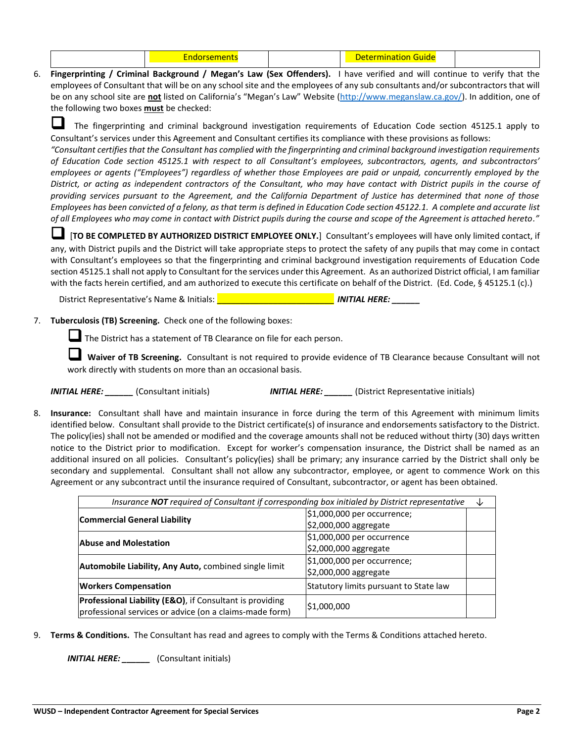| | Endorsements | | Determination Guide | |
|---|---|---|---|---|

6. **Fingerprinting / Criminal Background / Megan's Law (Sex Offenders).** I have verified and will continue to verify that the employees of Consultant that will be on any school site and the employees of any sub consultants and/or subcontractors that will be on any school site are **not** listed on California's "Megan's Law" Website (http://www.meganslaw.ca.gov/). In addition, one of the following two boxes **must** be checked:

   ☐ The fingerprinting and criminal background investigation requirements of Education Code section 45125.1 apply to Consultant's services under this Agreement and Consultant certifies its compliance with these provisions as follows:
   *"Consultant certifies that the Consultant has complied with the fingerprinting and criminal background investigation requirements of Education Code section 45125.1 with respect to all Consultant's employees, subcontractors, agents, and subcontractors' employees or agents ("Employees") regardless of whether those Employees are paid or unpaid, concurrently employed by the District, or acting as independent contractors of the Consultant, who may have contact with District pupils in the course of providing services pursuant to the Agreement, and the California Department of Justice has determined that none of those Employees has been convicted of a felony, as that term is defined in Education Code section 45122.1. A complete and accurate list of all Employees who may come in contact with District pupils during the course and scope of the Agreement is attached hereto."*

   ☐ [**TO BE COMPLETED BY AUTHORIZED DISTRICT EMPLOYEE ONLY.**] Consultant's employees will have only limited contact, if any, with District pupils and the District will take appropriate steps to protect the safety of any pupils that may come in contact with Consultant's employees so that the fingerprinting and criminal background investigation requirements of Education Code section 45125.1 shall not apply to Consultant for the services under this Agreement. As an authorized District official, I am familiar with the facts herein certified, and am authorized to execute this certificate on behalf of the District. (Ed. Code, § 45125.1 (c).)

   District Representative's Name & Initials: ________________________ ***INITIAL HERE:*** ______

7. **Tuberculosis (TB) Screening.** Check one of the following boxes:

   ☐ The District has a statement of TB Clearance on file for each person.

   ☐ **Waiver of TB Screening.** Consultant is not required to provide evidence of TB Clearance because Consultant will not work directly with students on more than an occasional basis.

   ***INITIAL HERE:*** ______ (Consultant initials) ***INITIAL HERE:*** ______ (District Representative initials)

8. **Insurance:** Consultant shall have and maintain insurance in force during the term of this Agreement with minimum limits identified below. Consultant shall provide to the District certificate(s) of insurance and endorsements satisfactory to the District. The policy(ies) shall not be amended or modified and the coverage amounts shall not be reduced without thirty (30) days written notice to the District prior to modification. Except for worker's compensation insurance, the District shall be named as an additional insured on all policies. Consultant's policy(ies) shall be primary; any insurance carried by the District shall only be secondary and supplemental. Consultant shall not allow any subcontractor, employee, or agent to commence Work on this Agreement or any subcontract until the insurance required of Consultant, subcontractor, or agent has been obtained.

| *Insurance **NOT** required of Consultant if corresponding box initialed by District representative* | | ↓ |
|---|---|---|
| **Commercial General Liability** | $1,000,000 per occurrence; $2,000,000 aggregate | |
| **Abuse and Molestation** | $1,000,000 per occurrence $2,000,000 aggregate | |
| **Automobile Liability, Any Auto,** combined single limit | $1,000,000 per occurrence; $2,000,000 aggregate | |
| **Workers Compensation** | Statutory limits pursuant to State law | |
| **Professional Liability (E&O)**, if Consultant is providing professional services or advice (on a claims-made form) | $1,000,000 | |

9. **Terms & Conditions.** The Consultant has read and agrees to comply with the Terms & Conditions attached hereto.

   ***INITIAL HERE:*** ______ (Consultant initials)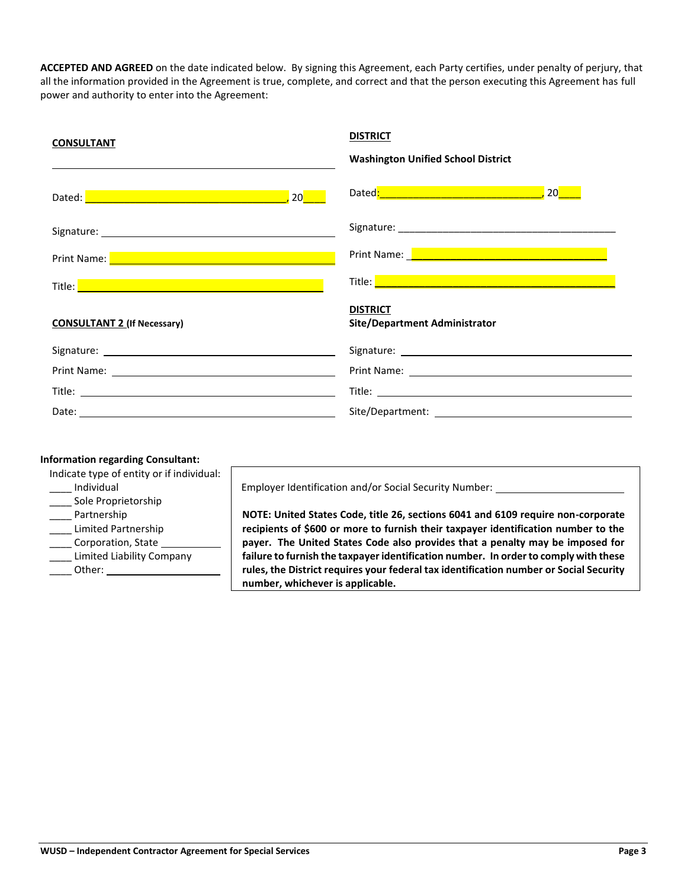**ACCEPTED AND AGREED** on the date indicated below. By signing this Agreement, each Party certifies, under penalty of perjury, that all the information provided in the Agreement is true, complete, and correct and that the person executing this Agreement has full power and authority to enter into the Agreement:

| **CONSULTANT** | **DISTRICT** |
|---|---|
| ______________________________ | **Washington Unified School District** |
| Dated: ______________________________, 20____ | Dated: ______________________________, 20____ |
| Signature: ______________________________ | Signature: ______________________________ |
| Print Name: ______________________________ | Print Name: ______________________________ |
| Title: ______________________________ | Title: ______________________________ |
| **CONSULTANT 2 (If Necessary)** | **DISTRICT** **Site/Department Administrator** |
| Signature: ______________________________ | Signature: ______________________________ |
| Print Name: ______________________________ | Print Name: ______________________________ |
| Title: ______________________________ | Title: ______________________________ |
| Date: ______________________________ | Site/Department: ______________________________ |

**Information regarding Consultant:**

Indicate type of entity or if individual:

____ Individual
____ Sole Proprietorship
____ Partnership
____ Limited Partnership
____ Corporation, State ___________
____ Limited Liability Company
____ Other: ___________________

Employer Identification and/or Social Security Number: ______________________

**NOTE: United States Code, title 26, sections 6041 and 6109 require non-corporate recipients of $600 or more to furnish their taxpayer identification number to the payer. The United States Code also provides that a penalty may be imposed for failure to furnish the taxpayer identification number. In order to comply with these rules, the District requires your federal tax identification number or Social Security number, whichever is applicable.**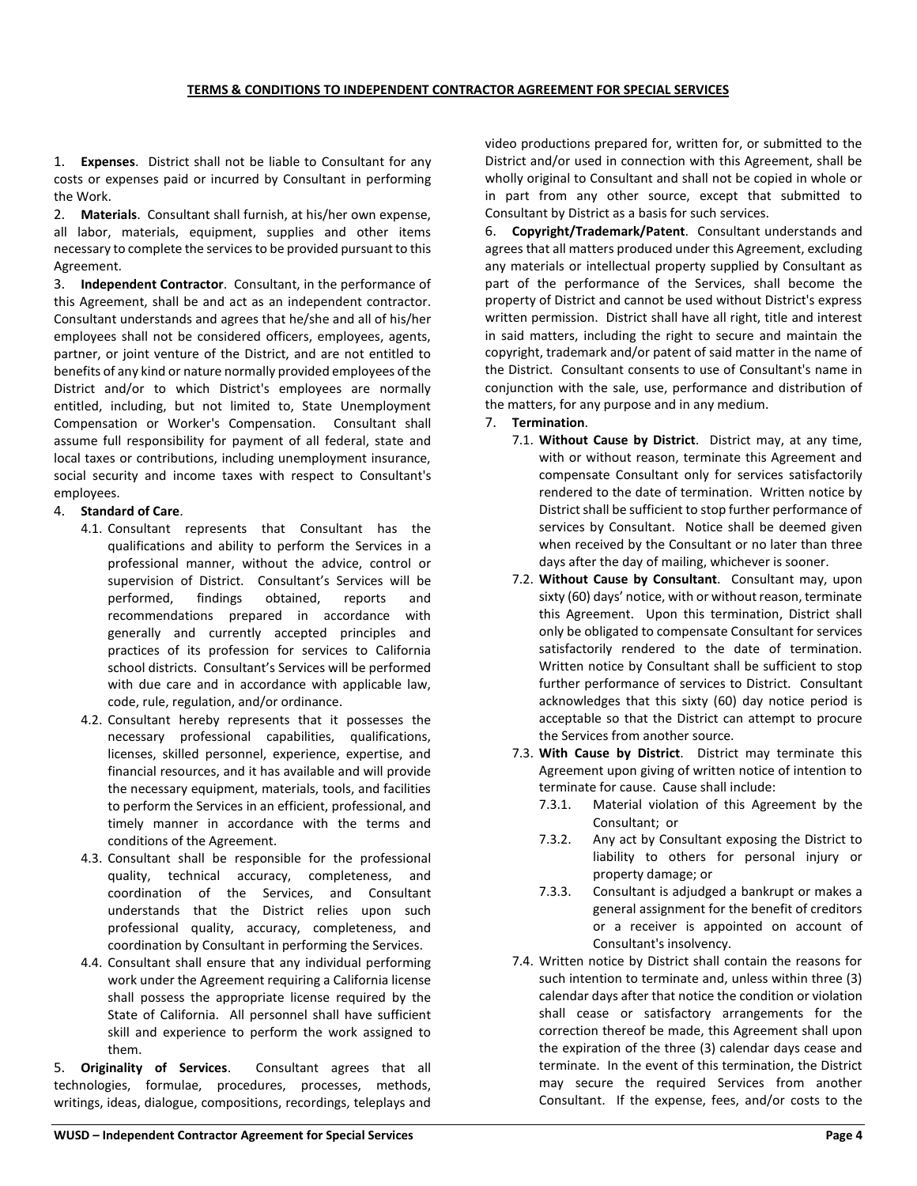## TERMS & CONDITIONS TO INDEPENDENT CONTRACTOR AGREEMENT FOR SPECIAL SERVICES

1. **Expenses**. District shall not be liable to Consultant for any costs or expenses paid or incurred by Consultant in performing the Work.

2. **Materials**. Consultant shall furnish, at his/her own expense, all labor, materials, equipment, supplies and other items necessary to complete the services to be provided pursuant to this Agreement.

3. **Independent Contractor**. Consultant, in the performance of this Agreement, shall be and act as an independent contractor. Consultant understands and agrees that he/she and all of his/her employees shall not be considered officers, employees, agents, partner, or joint venture of the District, and are not entitled to benefits of any kind or nature normally provided employees of the District and/or to which District's employees are normally entitled, including, but not limited to, State Unemployment Compensation or Worker's Compensation. Consultant shall assume full responsibility for payment of all federal, state and local taxes or contributions, including unemployment insurance, social security and income taxes with respect to Consultant's employees.

4. **Standard of Care**.
   - 4.1. Consultant represents that Consultant has the qualifications and ability to perform the Services in a professional manner, without the advice, control or supervision of District. Consultant's Services will be performed, findings obtained, reports and recommendations prepared in accordance with generally and currently accepted principles and practices of its profession for services to California school districts. Consultant's Services will be performed with due care and in accordance with applicable law, code, rule, regulation, and/or ordinance.
   - 4.2. Consultant hereby represents that it possesses the necessary professional capabilities, qualifications, licenses, skilled personnel, experience, expertise, and financial resources, and it has available and will provide the necessary equipment, materials, tools, and facilities to perform the Services in an efficient, professional, and timely manner in accordance with the terms and conditions of the Agreement.
   - 4.3. Consultant shall be responsible for the professional quality, technical accuracy, completeness, and coordination of the Services, and Consultant understands that the District relies upon such professional quality, accuracy, completeness, and coordination by Consultant in performing the Services.
   - 4.4. Consultant shall ensure that any individual performing work under the Agreement requiring a California license shall possess the appropriate license required by the State of California. All personnel shall have sufficient skill and experience to perform the work assigned to them.

5. **Originality of Services**. Consultant agrees that all technologies, formulae, procedures, processes, methods, writings, ideas, dialogue, compositions, recordings, teleplays and video productions prepared for, written for, or submitted to the District and/or used in connection with this Agreement, shall be wholly original to Consultant and shall not be copied in whole or in part from any other source, except that submitted to Consultant by District as a basis for such services.

6. **Copyright/Trademark/Patent**. Consultant understands and agrees that all matters produced under this Agreement, excluding any materials or intellectual property supplied by Consultant as part of the performance of the Services, shall become the property of District and cannot be used without District's express written permission. District shall have all right, title and interest in said matters, including the right to secure and maintain the copyright, trademark and/or patent of said matter in the name of the District. Consultant consents to use of Consultant's name in conjunction with the sale, use, performance and distribution of the matters, for any purpose and in any medium.

7. **Termination**.
   - 7.1. **Without Cause by District**. District may, at any time, with or without reason, terminate this Agreement and compensate Consultant only for services satisfactorily rendered to the date of termination. Written notice by District shall be sufficient to stop further performance of services by Consultant. Notice shall be deemed given when received by the Consultant or no later than three days after the day of mailing, whichever is sooner.
   - 7.2. **Without Cause by Consultant**. Consultant may, upon sixty (60) days' notice, with or without reason, terminate this Agreement. Upon this termination, District shall only be obligated to compensate Consultant for services satisfactorily rendered to the date of termination. Written notice by Consultant shall be sufficient to stop further performance of services to District. Consultant acknowledges that this sixty (60) day notice period is acceptable so that the District can attempt to procure the Services from another source.
   - 7.3. **With Cause by District**. District may terminate this Agreement upon giving of written notice of intention to terminate for cause. Cause shall include:
     - 7.3.1. Material violation of this Agreement by the Consultant; or
     - 7.3.2. Any act by Consultant exposing the District to liability to others for personal injury or property damage; or
     - 7.3.3. Consultant is adjudged a bankrupt or makes a general assignment for the benefit of creditors or a receiver is appointed on account of Consultant's insolvency.
   - 7.4. Written notice by District shall contain the reasons for such intention to terminate and, unless within three (3) calendar days after that notice the condition or violation shall cease or satisfactory arrangements for the correction thereof be made, this Agreement shall upon the expiration of the three (3) calendar days cease and terminate. In the event of this termination, the District may secure the required Services from another Consultant. If the expense, fees, and/or costs to the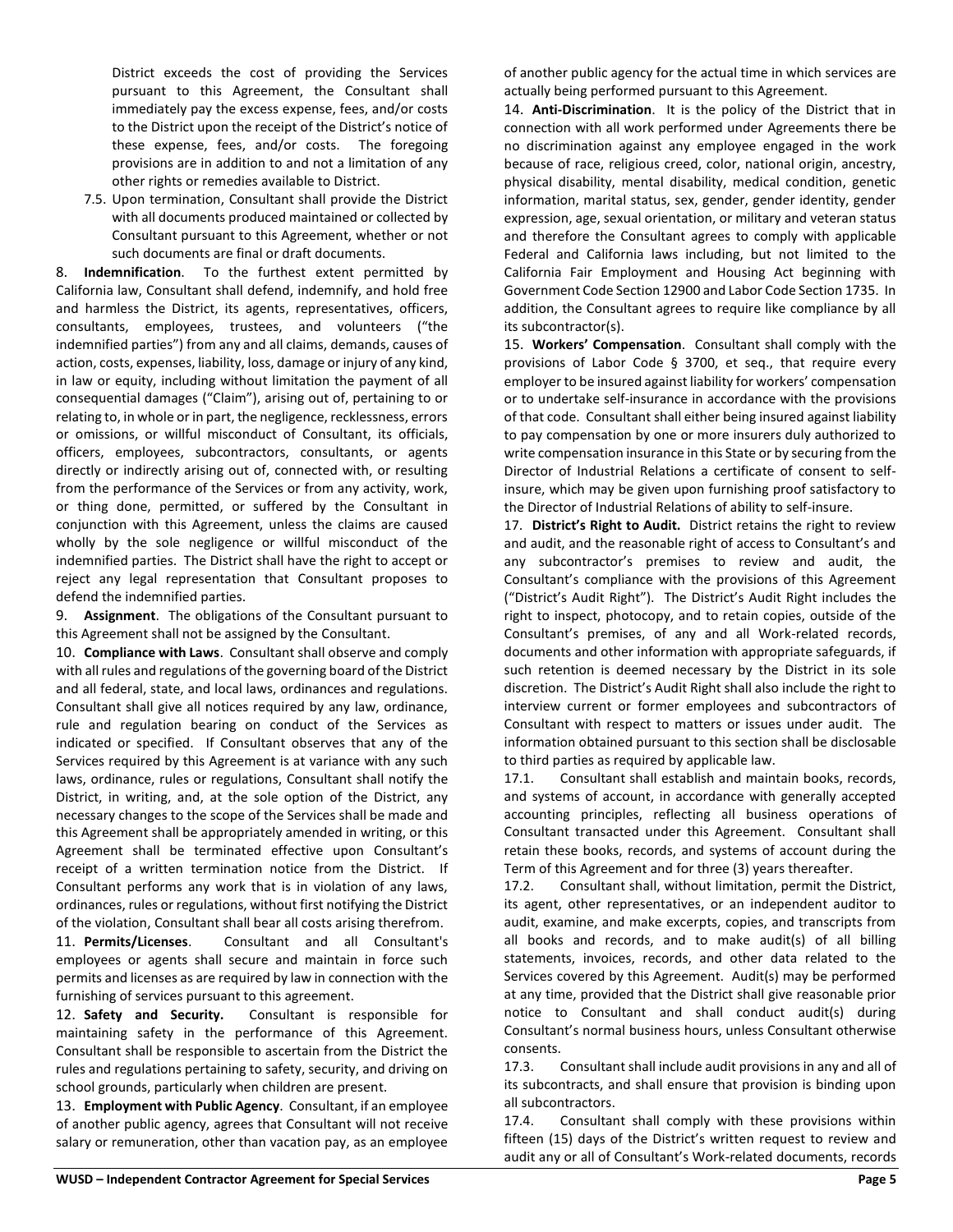District exceeds the cost of providing the Services pursuant to this Agreement, the Consultant shall immediately pay the excess expense, fees, and/or costs to the District upon the receipt of the District's notice of these expense, fees, and/or costs. The foregoing provisions are in addition to and not a limitation of any other rights or remedies available to District.

7.5. Upon termination, Consultant shall provide the District with all documents produced maintained or collected by Consultant pursuant to this Agreement, whether or not such documents are final or draft documents.

8. **Indemnification**. To the furthest extent permitted by California law, Consultant shall defend, indemnify, and hold free and harmless the District, its agents, representatives, officers, consultants, employees, trustees, and volunteers ("the indemnified parties") from any and all claims, demands, causes of action, costs, expenses, liability, loss, damage or injury of any kind, in law or equity, including without limitation the payment of all consequential damages ("Claim"), arising out of, pertaining to or relating to, in whole or in part, the negligence, recklessness, errors or omissions, or willful misconduct of Consultant, its officials, officers, employees, subcontractors, consultants, or agents directly or indirectly arising out of, connected with, or resulting from the performance of the Services or from any activity, work, or thing done, permitted, or suffered by the Consultant in conjunction with this Agreement, unless the claims are caused wholly by the sole negligence or willful misconduct of the indemnified parties. The District shall have the right to accept or reject any legal representation that Consultant proposes to defend the indemnified parties.

9. **Assignment**. The obligations of the Consultant pursuant to this Agreement shall not be assigned by the Consultant.

10. **Compliance with Laws**. Consultant shall observe and comply with all rules and regulations of the governing board of the District and all federal, state, and local laws, ordinances and regulations. Consultant shall give all notices required by any law, ordinance, rule and regulation bearing on conduct of the Services as indicated or specified. If Consultant observes that any of the Services required by this Agreement is at variance with any such laws, ordinance, rules or regulations, Consultant shall notify the District, in writing, and, at the sole option of the District, any necessary changes to the scope of the Services shall be made and this Agreement shall be appropriately amended in writing, or this Agreement shall be terminated effective upon Consultant's receipt of a written termination notice from the District. If Consultant performs any work that is in violation of any laws, ordinances, rules or regulations, without first notifying the District of the violation, Consultant shall bear all costs arising therefrom.

11. **Permits/Licenses**. Consultant and all Consultant's employees or agents shall secure and maintain in force such permits and licenses as are required by law in connection with the furnishing of services pursuant to this agreement.

12. **Safety and Security.** Consultant is responsible for maintaining safety in the performance of this Agreement. Consultant shall be responsible to ascertain from the District the rules and regulations pertaining to safety, security, and driving on school grounds, particularly when children are present.

13. **Employment with Public Agency**. Consultant, if an employee of another public agency, agrees that Consultant will not receive salary or remuneration, other than vacation pay, as an employee of another public agency for the actual time in which services are actually being performed pursuant to this Agreement.

14. **Anti-Discrimination**. It is the policy of the District that in connection with all work performed under Agreements there be no discrimination against any employee engaged in the work because of race, religious creed, color, national origin, ancestry, physical disability, mental disability, medical condition, genetic information, marital status, sex, gender, gender identity, gender expression, age, sexual orientation, or military and veteran status and therefore the Consultant agrees to comply with applicable Federal and California laws including, but not limited to the California Fair Employment and Housing Act beginning with Government Code Section 12900 and Labor Code Section 1735. In addition, the Consultant agrees to require like compliance by all its subcontractor(s).

15. **Workers' Compensation**. Consultant shall comply with the provisions of Labor Code § 3700, et seq., that require every employer to be insured against liability for workers' compensation or to undertake self-insurance in accordance with the provisions of that code. Consultant shall either being insured against liability to pay compensation by one or more insurers duly authorized to write compensation insurance in this State or by securing from the Director of Industrial Relations a certificate of consent to self-insure, which may be given upon furnishing proof satisfactory to the Director of Industrial Relations of ability to self-insure.

17. **District's Right to Audit.** District retains the right to review and audit, and the reasonable right of access to Consultant's and any subcontractor's premises to review and audit, the Consultant's compliance with the provisions of this Agreement ("District's Audit Right"). The District's Audit Right includes the right to inspect, photocopy, and to retain copies, outside of the Consultant's premises, of any and all Work-related records, documents and other information with appropriate safeguards, if such retention is deemed necessary by the District in its sole discretion. The District's Audit Right shall also include the right to interview current or former employees and subcontractors of Consultant with respect to matters or issues under audit. The information obtained pursuant to this section shall be disclosable to third parties as required by applicable law.

17.1. Consultant shall establish and maintain books, records, and systems of account, in accordance with generally accepted accounting principles, reflecting all business operations of Consultant transacted under this Agreement. Consultant shall retain these books, records, and systems of account during the Term of this Agreement and for three (3) years thereafter.

17.2. Consultant shall, without limitation, permit the District, its agent, other representatives, or an independent auditor to audit, examine, and make excerpts, copies, and transcripts from all books and records, and to make audit(s) of all billing statements, invoices, records, and other data related to the Services covered by this Agreement. Audit(s) may be performed at any time, provided that the District shall give reasonable prior notice to Consultant and shall conduct audit(s) during Consultant's normal business hours, unless Consultant otherwise consents.

17.3. Consultant shall include audit provisions in any and all of its subcontracts, and shall ensure that provision is binding upon all subcontractors.

17.4. Consultant shall comply with these provisions within fifteen (15) days of the District's written request to review and audit any or all of Consultant's Work-related documents, records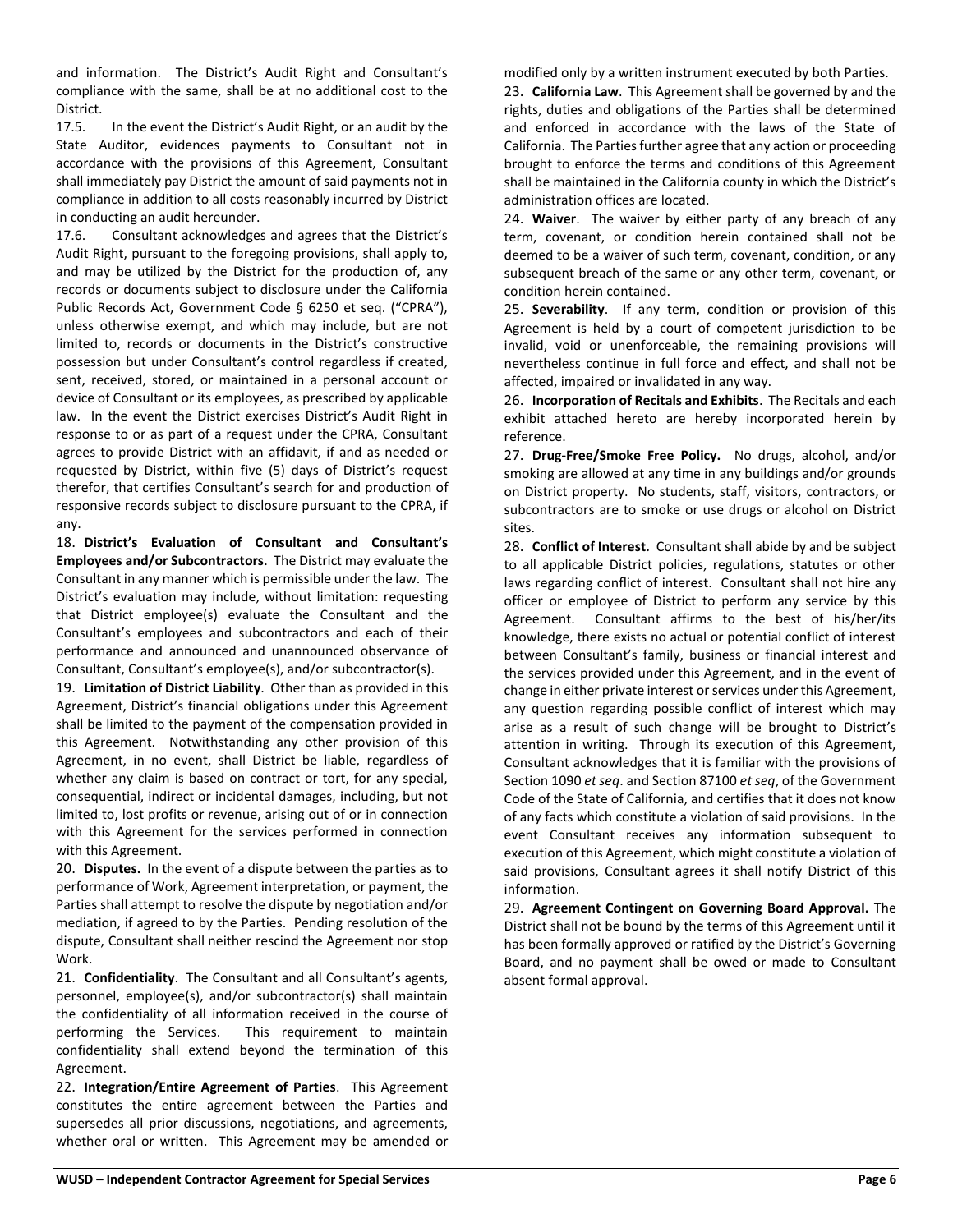and information. The District's Audit Right and Consultant's compliance with the same, shall be at no additional cost to the District.

17.5. In the event the District's Audit Right, or an audit by the State Auditor, evidences payments to Consultant not in accordance with the provisions of this Agreement, Consultant shall immediately pay District the amount of said payments not in compliance in addition to all costs reasonably incurred by District in conducting an audit hereunder.

17.6. Consultant acknowledges and agrees that the District's Audit Right, pursuant to the foregoing provisions, shall apply to, and may be utilized by the District for the production of, any records or documents subject to disclosure under the California Public Records Act, Government Code § 6250 et seq. ("CPRA"), unless otherwise exempt, and which may include, but are not limited to, records or documents in the District's constructive possession but under Consultant's control regardless if created, sent, received, stored, or maintained in a personal account or device of Consultant or its employees, as prescribed by applicable law. In the event the District exercises District's Audit Right in response to or as part of a request under the CPRA, Consultant agrees to provide District with an affidavit, if and as needed or requested by District, within five (5) days of District's request therefor, that certifies Consultant's search for and production of responsive records subject to disclosure pursuant to the CPRA, if any.

18. **District's Evaluation of Consultant and Consultant's Employees and/or Subcontractors**. The District may evaluate the Consultant in any manner which is permissible under the law. The District's evaluation may include, without limitation: requesting that District employee(s) evaluate the Consultant and the Consultant's employees and subcontractors and each of their performance and announced and unannounced observance of Consultant, Consultant's employee(s), and/or subcontractor(s).

19. **Limitation of District Liability**. Other than as provided in this Agreement, District's financial obligations under this Agreement shall be limited to the payment of the compensation provided in this Agreement. Notwithstanding any other provision of this Agreement, in no event, shall District be liable, regardless of whether any claim is based on contract or tort, for any special, consequential, indirect or incidental damages, including, but not limited to, lost profits or revenue, arising out of or in connection with this Agreement for the services performed in connection with this Agreement.

20. **Disputes.** In the event of a dispute between the parties as to performance of Work, Agreement interpretation, or payment, the Parties shall attempt to resolve the dispute by negotiation and/or mediation, if agreed to by the Parties. Pending resolution of the dispute, Consultant shall neither rescind the Agreement nor stop Work.

21. **Confidentiality**. The Consultant and all Consultant's agents, personnel, employee(s), and/or subcontractor(s) shall maintain the confidentiality of all information received in the course of performing the Services. This requirement to maintain confidentiality shall extend beyond the termination of this Agreement.

22. **Integration/Entire Agreement of Parties**. This Agreement constitutes the entire agreement between the Parties and supersedes all prior discussions, negotiations, and agreements, whether oral or written. This Agreement may be amended or modified only by a written instrument executed by both Parties.

23. **California Law**. This Agreement shall be governed by and the rights, duties and obligations of the Parties shall be determined and enforced in accordance with the laws of the State of California. The Parties further agree that any action or proceeding brought to enforce the terms and conditions of this Agreement shall be maintained in the California county in which the District's administration offices are located.

24. **Waiver**. The waiver by either party of any breach of any term, covenant, or condition herein contained shall not be deemed to be a waiver of such term, covenant, condition, or any subsequent breach of the same or any other term, covenant, or condition herein contained.

25. **Severability**. If any term, condition or provision of this Agreement is held by a court of competent jurisdiction to be invalid, void or unenforceable, the remaining provisions will nevertheless continue in full force and effect, and shall not be affected, impaired or invalidated in any way.

26. **Incorporation of Recitals and Exhibits**. The Recitals and each exhibit attached hereto are hereby incorporated herein by reference.

27. **Drug-Free/Smoke Free Policy.** No drugs, alcohol, and/or smoking are allowed at any time in any buildings and/or grounds on District property. No students, staff, visitors, contractors, or subcontractors are to smoke or use drugs or alcohol on District sites.

28. **Conflict of Interest.** Consultant shall abide by and be subject to all applicable District policies, regulations, statutes or other laws regarding conflict of interest. Consultant shall not hire any officer or employee of District to perform any service by this Agreement. Consultant affirms to the best of his/her/its knowledge, there exists no actual or potential conflict of interest between Consultant's family, business or financial interest and the services provided under this Agreement, and in the event of change in either private interest or services under this Agreement, any question regarding possible conflict of interest which may arise as a result of such change will be brought to District's attention in writing. Through its execution of this Agreement, Consultant acknowledges that it is familiar with the provisions of Section 1090 *et seq*. and Section 87100 *et seq*, of the Government Code of the State of California, and certifies that it does not know of any facts which constitute a violation of said provisions. In the event Consultant receives any information subsequent to execution of this Agreement, which might constitute a violation of said provisions, Consultant agrees it shall notify District of this information.

29. **Agreement Contingent on Governing Board Approval.** The District shall not be bound by the terms of this Agreement until it has been formally approved or ratified by the District's Governing Board, and no payment shall be owed or made to Consultant absent formal approval.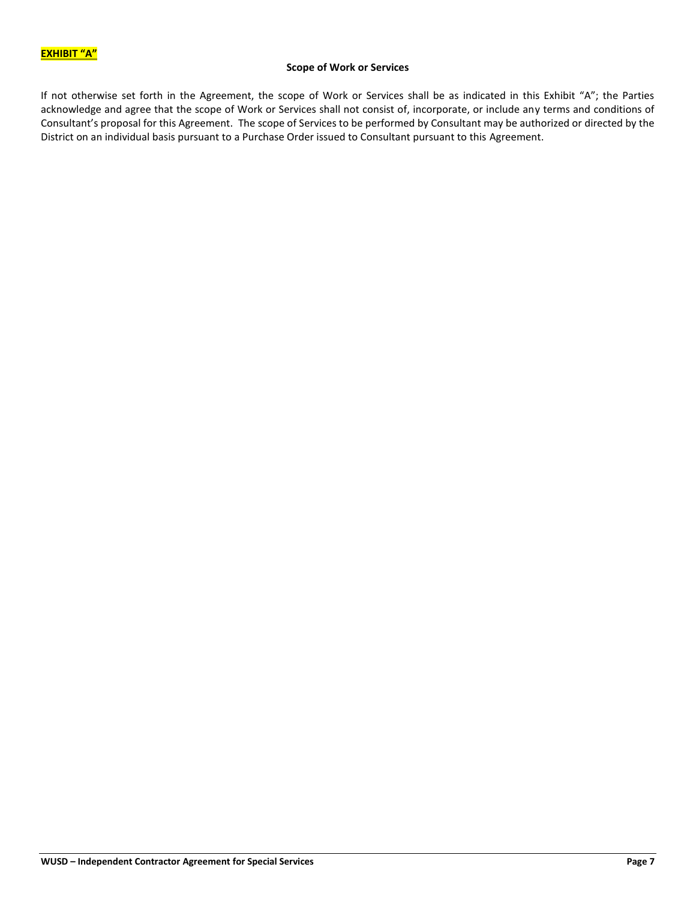**EXHIBIT "A"**

**Scope of Work or Services**

If not otherwise set forth in the Agreement, the scope of Work or Services shall be as indicated in this Exhibit "A"; the Parties acknowledge and agree that the scope of Work or Services shall not consist of, incorporate, or include any terms and conditions of Consultant's proposal for this Agreement. The scope of Services to be performed by Consultant may be authorized or directed by the District on an individual basis pursuant to a Purchase Order issued to Consultant pursuant to this Agreement.